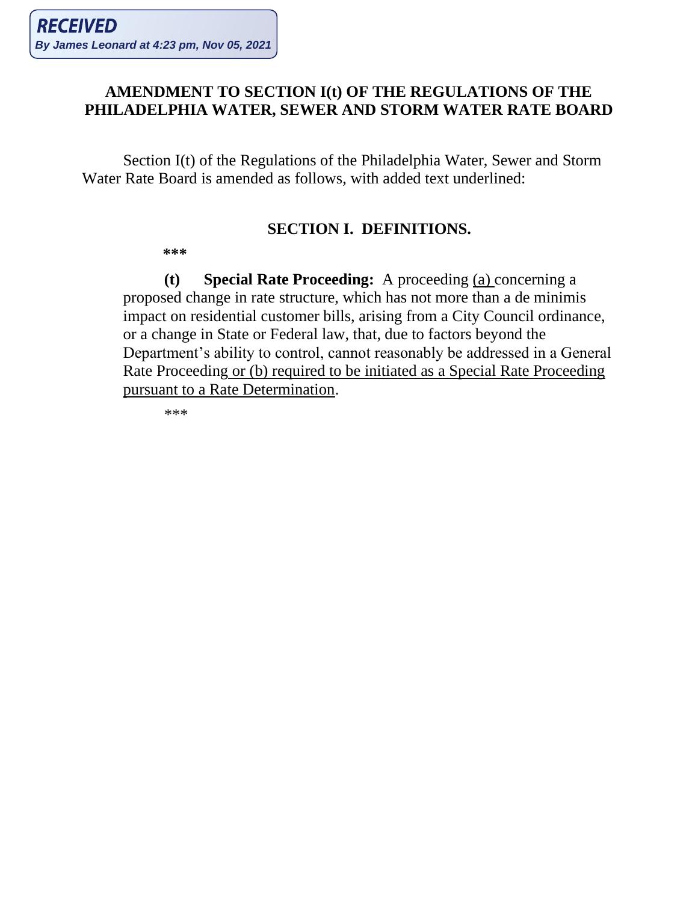**RECEIVED**
***By James Leonard at 4:23 pm, Nov 05, 2021***

# AMENDMENT TO SECTION I(t) OF THE REGULATIONS OF THE PHILADELPHIA WATER, SEWER AND STORM WATER RATE BOARD

Section I(t) of the Regulations of the Philadelphia Water, Sewer and Storm Water Rate Board is amended as follows, with added text underlined:

## SECTION I. DEFINITIONS.

***

**(t) Special Rate Proceeding:** A proceeding <u>(a)</u> concerning a proposed change in rate structure, which has not more than a de minimis impact on residential customer bills, arising from a City Council ordinance, or a change in State or Federal law, that, due to factors beyond the Department's ability to control, cannot reasonably be addressed in a General Rate Proceeding <u>or (b) required to be initiated as a Special Rate Proceeding pursuant to a Rate Determination</u>.

***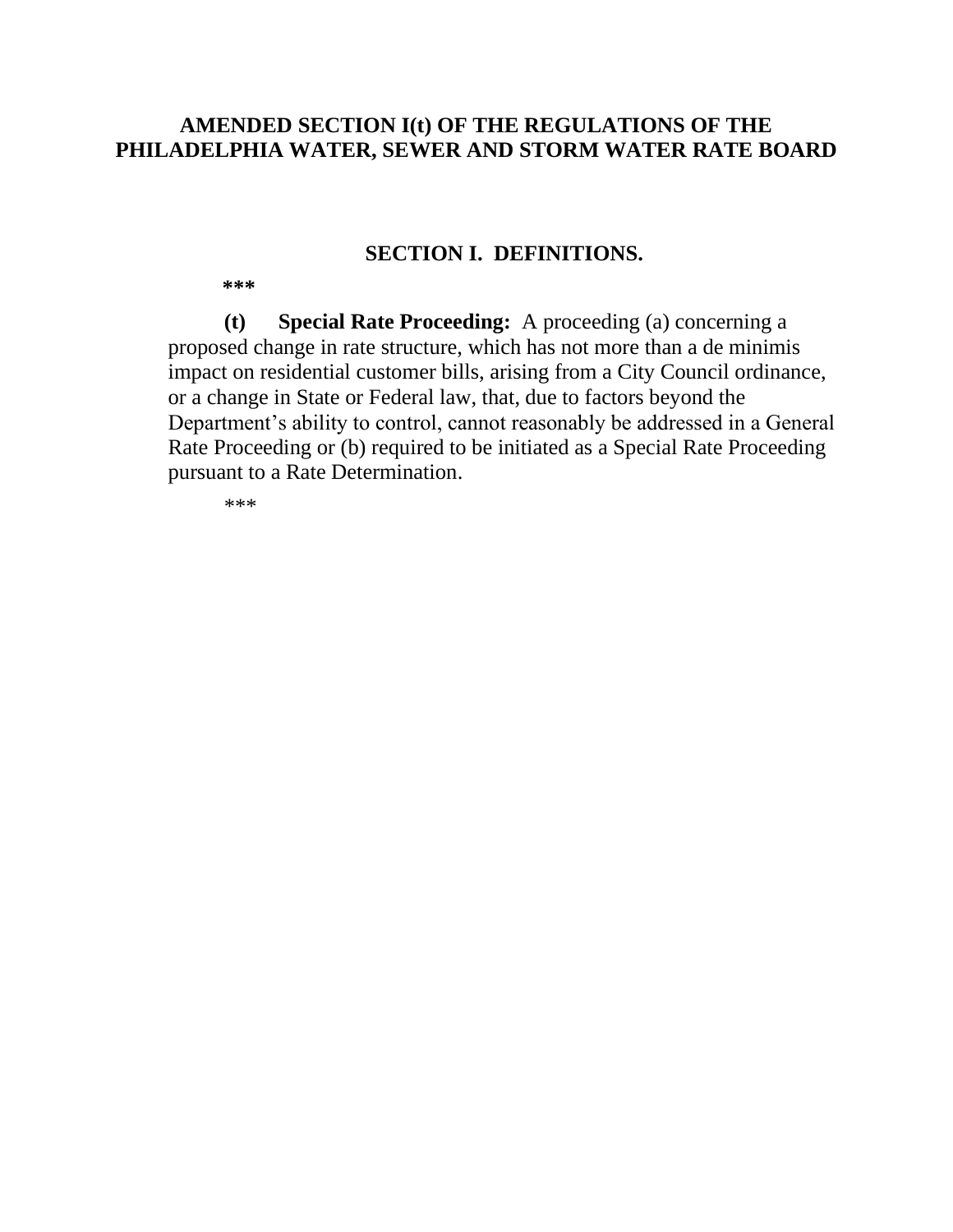# AMENDED SECTION I(t) OF THE REGULATIONS OF THE PHILADELPHIA WATER, SEWER AND STORM WATER RATE BOARD

## SECTION I. DEFINITIONS.

**\*\*\***

**(t) Special Rate Proceeding:** A proceeding (a) concerning a proposed change in rate structure, which has not more than a de minimis impact on residential customer bills, arising from a City Council ordinance, or a change in State or Federal law, that, due to factors beyond the Department's ability to control, cannot reasonably be addressed in a General Rate Proceeding or (b) required to be initiated as a Special Rate Proceeding pursuant to a Rate Determination.

\*\*\*